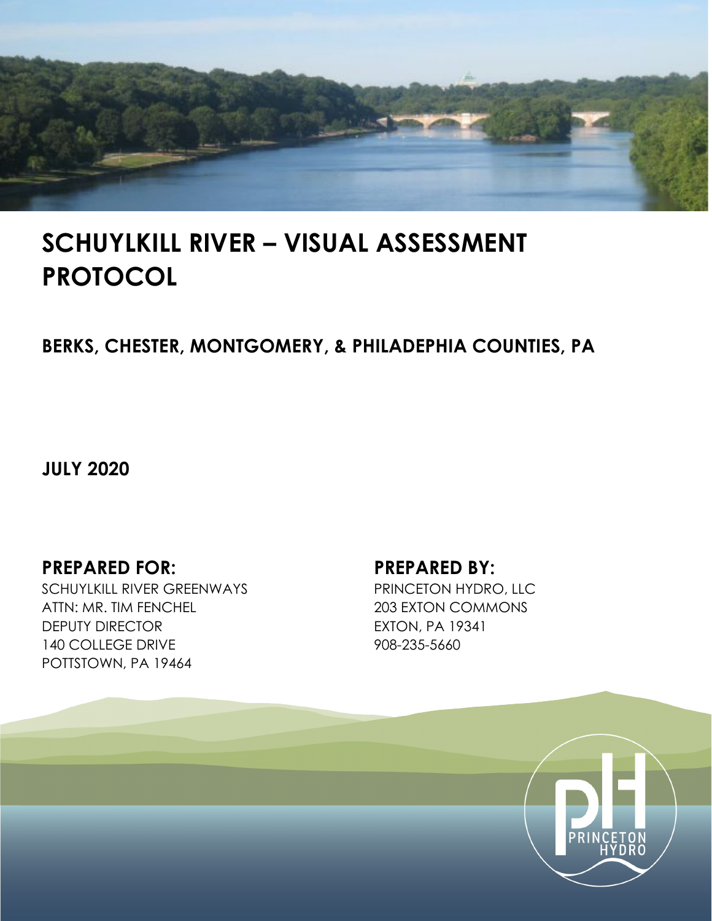# SCHUYLKILL RIVER – VISUAL ASSESSMENT PROTOCOL

## BERKS, CHESTER, MONTGOMERY, & PHILADEPHIA COUNTIES, PA

**JULY 2020**

### PREPARED FOR:

SCHUYLKILL RIVER GREENWAYS
ATTN: MR. TIM FENCHEL
DEPUTY DIRECTOR
140 COLLEGE DRIVE
POTTSTOWN, PA 19464

### PREPARED BY:

PRINCETON HYDRO, LLC
203 EXTON COMMONS
EXTON, PA 19341
908-235-5660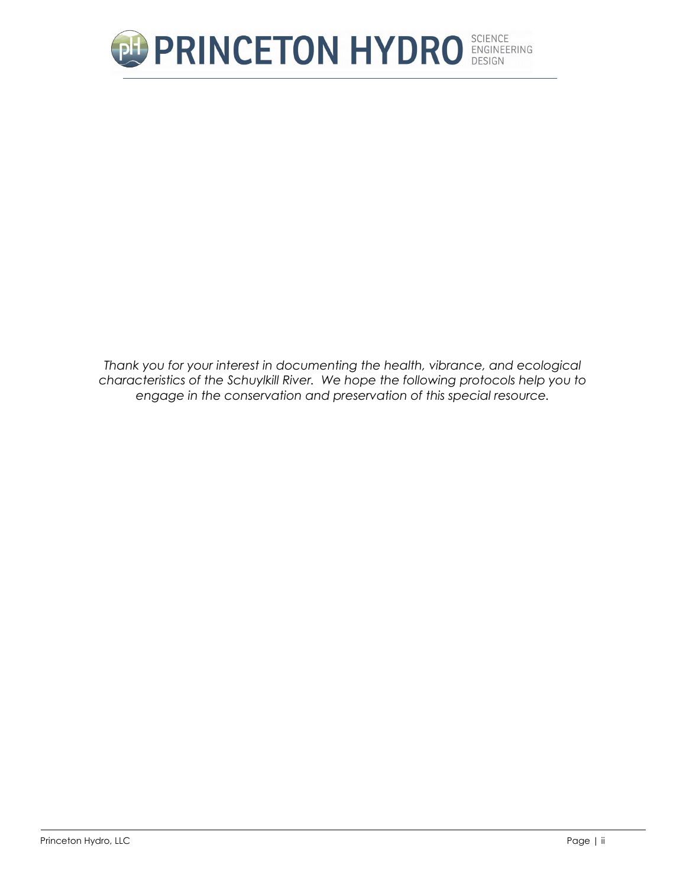*Thank you for your interest in documenting the health, vibrance, and ecological characteristics of the Schuylkill River. We hope the following protocols help you to engage in the conservation and preservation of this special resource.*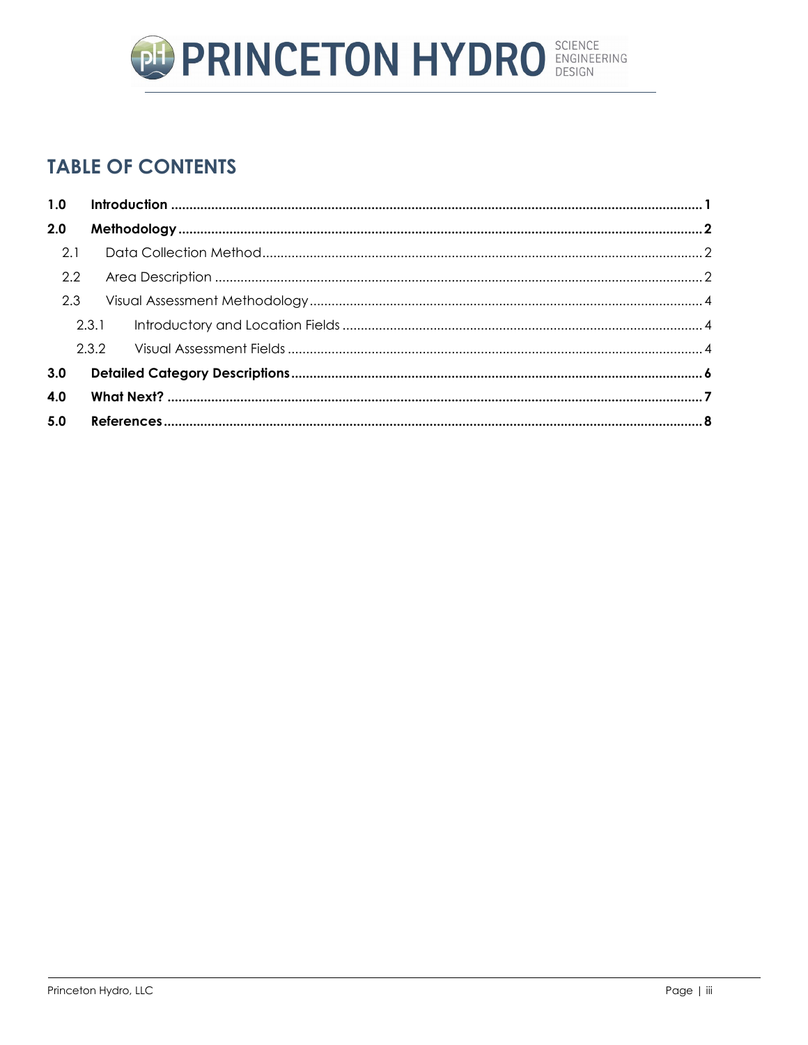# TABLE OF CONTENTS

**1.0 Introduction** ...... **1**

**2.0 Methodology** ...... **2**

2.1 Data Collection Method ...... 2

2.2 Area Description ...... 2

2.3 Visual Assessment Methodology ...... 4

2.3.1 Introductory and Location Fields ...... 4

2.3.2 Visual Assessment Fields ...... 4

**3.0 Detailed Category Descriptions** ...... **6**

**4.0 What Next?** ...... **7**

**5.0 References** ...... **8**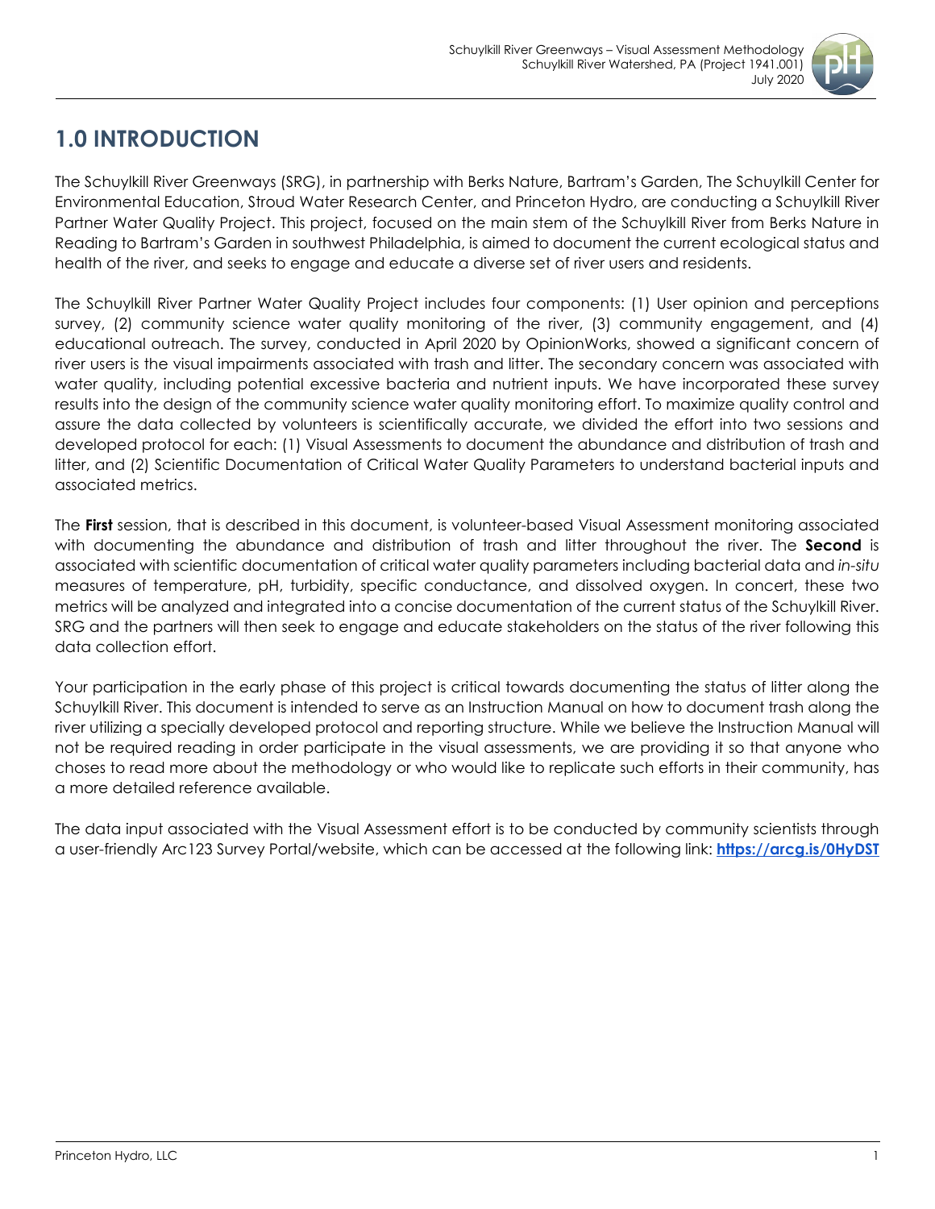# 1.0 INTRODUCTION

The Schuylkill River Greenways (SRG), in partnership with Berks Nature, Bartram's Garden, The Schuylkill Center for Environmental Education, Stroud Water Research Center, and Princeton Hydro, are conducting a Schuylkill River Partner Water Quality Project. This project, focused on the main stem of the Schuylkill River from Berks Nature in Reading to Bartram's Garden in southwest Philadelphia, is aimed to document the current ecological status and health of the river, and seeks to engage and educate a diverse set of river users and residents.

The Schuylkill River Partner Water Quality Project includes four components: (1) User opinion and perceptions survey, (2) community science water quality monitoring of the river, (3) community engagement, and (4) educational outreach. The survey, conducted in April 2020 by OpinionWorks, showed a significant concern of river users is the visual impairments associated with trash and litter. The secondary concern was associated with water quality, including potential excessive bacteria and nutrient inputs. We have incorporated these survey results into the design of the community science water quality monitoring effort. To maximize quality control and assure the data collected by volunteers is scientifically accurate, we divided the effort into two sessions and developed protocol for each: (1) Visual Assessments to document the abundance and distribution of trash and litter, and (2) Scientific Documentation of Critical Water Quality Parameters to understand bacterial inputs and associated metrics.

The **First** session, that is described in this document, is volunteer-based Visual Assessment monitoring associated with documenting the abundance and distribution of trash and litter throughout the river. The **Second** is associated with scientific documentation of critical water quality parameters including bacterial data and *in-situ* measures of temperature, pH, turbidity, specific conductance, and dissolved oxygen. In concert, these two metrics will be analyzed and integrated into a concise documentation of the current status of the Schuylkill River. SRG and the partners will then seek to engage and educate stakeholders on the status of the river following this data collection effort.

Your participation in the early phase of this project is critical towards documenting the status of litter along the Schuylkill River. This document is intended to serve as an Instruction Manual on how to document trash along the river utilizing a specially developed protocol and reporting structure. While we believe the Instruction Manual will not be required reading in order participate in the visual assessments, we are providing it so that anyone who choses to read more about the methodology or who would like to replicate such efforts in their community, has a more detailed reference available.

The data input associated with the Visual Assessment effort is to be conducted by community scientists through a user-friendly Arc123 Survey Portal/website, which can be accessed at the following link: **https://arcg.is/0HyDST**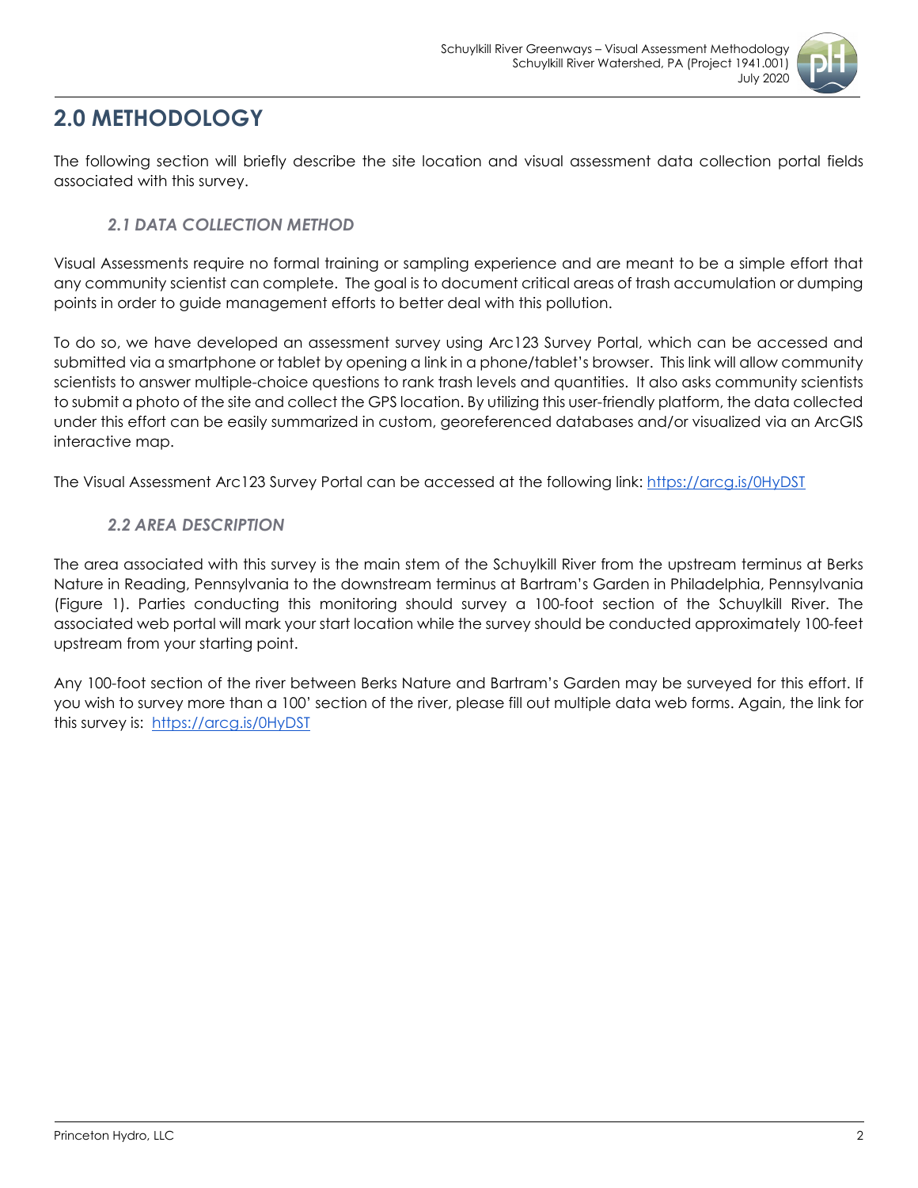# 2.0 METHODOLOGY

The following section will briefly describe the site location and visual assessment data collection portal fields associated with this survey.

## *2.1 DATA COLLECTION METHOD*

Visual Assessments require no formal training or sampling experience and are meant to be a simple effort that any community scientist can complete. The goal is to document critical areas of trash accumulation or dumping points in order to guide management efforts to better deal with this pollution.

To do so, we have developed an assessment survey using Arc123 Survey Portal, which can be accessed and submitted via a smartphone or tablet by opening a link in a phone/tablet's browser. This link will allow community scientists to answer multiple-choice questions to rank trash levels and quantities. It also asks community scientists to submit a photo of the site and collect the GPS location. By utilizing this user-friendly platform, the data collected under this effort can be easily summarized in custom, georeferenced databases and/or visualized via an ArcGIS interactive map.

The Visual Assessment Arc123 Survey Portal can be accessed at the following link: https://arcg.is/0HyDST

## *2.2 AREA DESCRIPTION*

The area associated with this survey is the main stem of the Schuylkill River from the upstream terminus at Berks Nature in Reading, Pennsylvania to the downstream terminus at Bartram's Garden in Philadelphia, Pennsylvania (Figure 1). Parties conducting this monitoring should survey a 100-foot section of the Schuylkill River. The associated web portal will mark your start location while the survey should be conducted approximately 100-feet upstream from your starting point.

Any 100-foot section of the river between Berks Nature and Bartram's Garden may be surveyed for this effort. If you wish to survey more than a 100' section of the river, please fill out multiple data web forms. Again, the link for this survey is: https://arcg.is/0HyDST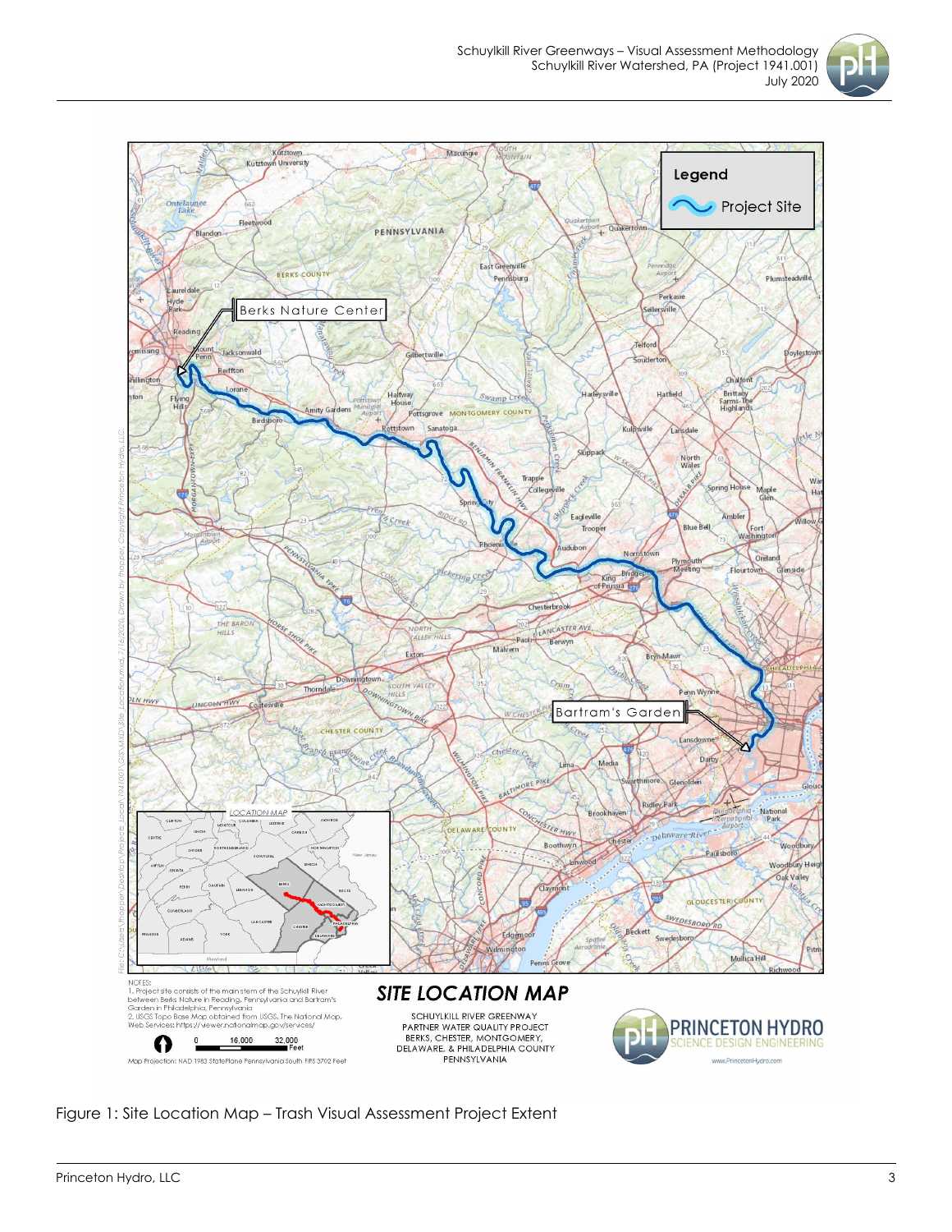Legend

Project Site

Berks Nature Center

Bartram's Garden

LOCATION MAP

NOTES:
1. Project site consists of the main stem of the Schuylkill River between Berks Nature in Reading, Pennsylvania and Bartram's Garden in Philadelphia, Pennsylvania
2. USGS Topo Base Map obtained from USGS. The National Map. Web Services: https://viewer.nationalmap.gov/services/

0 16,000 32,000 Feet

Map Projection: NAD 1983 StatePlane Pennsylvania South FIPS 3702 Feet

**SITE LOCATION MAP**

SCHUYLKILL RIVER GREENWAY
PARTNER WATER QUALITY PROJECT
BERKS, CHESTER, MONTGOMERY,
DELAWARE, & PHILADELPHIA COUNTY
PENNSYLVANIA

PRINCETON HYDRO
SCIENCE DESIGN ENGINEERING
www.PrincetonHydro.com

Figure 1: Site Location Map – Trash Visual Assessment Project Extent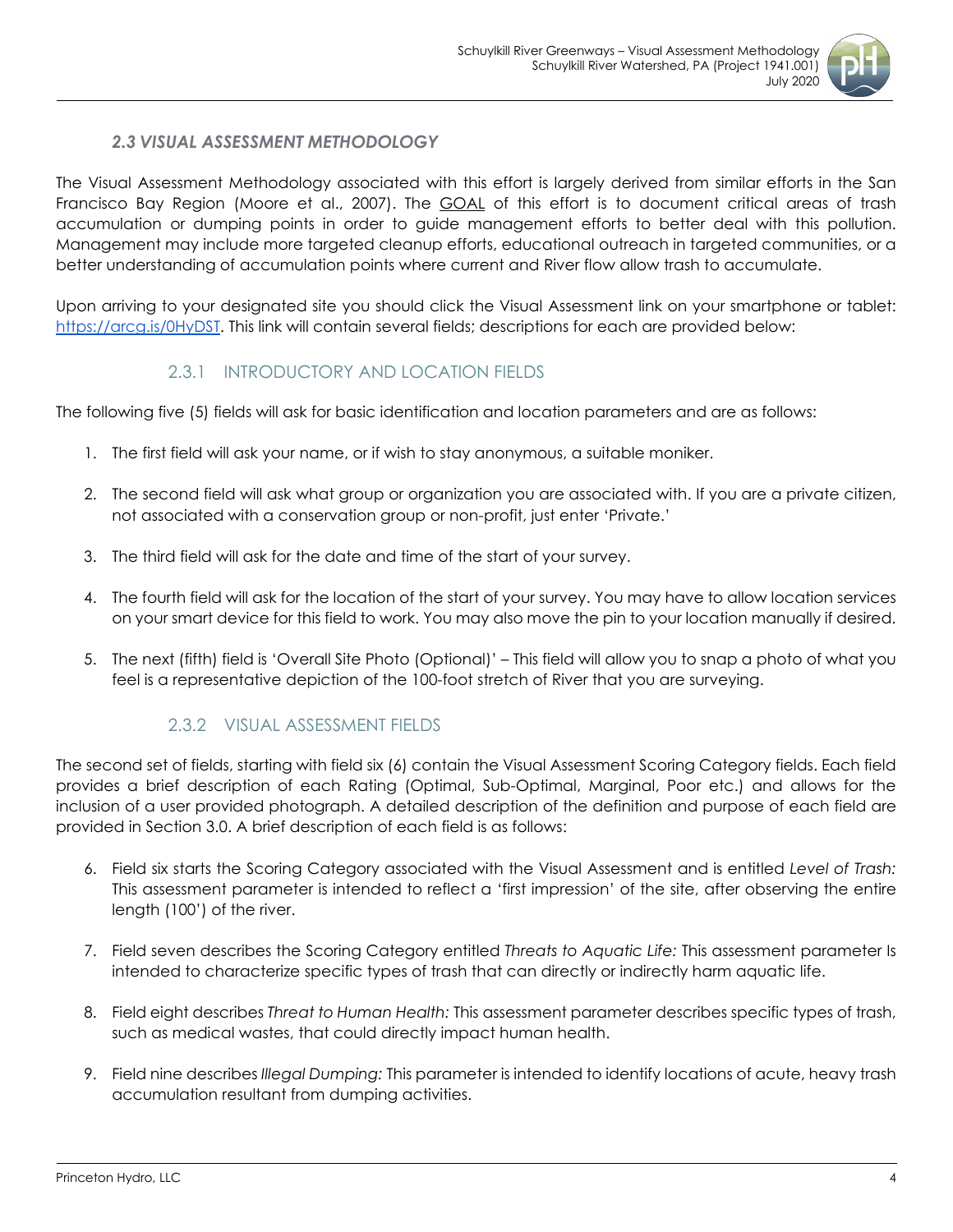### *2.3 VISUAL ASSESSMENT METHODOLOGY*

The Visual Assessment Methodology associated with this effort is largely derived from similar efforts in the San Francisco Bay Region (Moore et al., 2007). The GOAL of this effort is to document critical areas of trash accumulation or dumping points in order to guide management efforts to better deal with this pollution. Management may include more targeted cleanup efforts, educational outreach in targeted communities, or a better understanding of accumulation points where current and River flow allow trash to accumulate.

Upon arriving to your designated site you should click the Visual Assessment link on your smartphone or tablet: [https://arcg.is/0HyDST](https://arcg.is/0HyDST). This link will contain several fields; descriptions for each are provided below:

#### 2.3.1 INTRODUCTORY AND LOCATION FIELDS

The following five (5) fields will ask for basic identification and location parameters and are as follows:

1. The first field will ask your name, or if wish to stay anonymous, a suitable moniker.
2. The second field will ask what group or organization you are associated with. If you are a private citizen, not associated with a conservation group or non-profit, just enter 'Private.'
3. The third field will ask for the date and time of the start of your survey.
4. The fourth field will ask for the location of the start of your survey. You may have to allow location services on your smart device for this field to work. You may also move the pin to your location manually if desired.
5. The next (fifth) field is 'Overall Site Photo (Optional)' – This field will allow you to snap a photo of what you feel is a representative depiction of the 100-foot stretch of River that you are surveying.

#### 2.3.2 VISUAL ASSESSMENT FIELDS

The second set of fields, starting with field six (6) contain the Visual Assessment Scoring Category fields. Each field provides a brief description of each Rating (Optimal, Sub-Optimal, Marginal, Poor etc.) and allows for the inclusion of a user provided photograph. A detailed description of the definition and purpose of each field are provided in Section 3.0. A brief description of each field is as follows:

6. Field six starts the Scoring Category associated with the Visual Assessment and is entitled *Level of Trash:* This assessment parameter is intended to reflect a 'first impression' of the site, after observing the entire length (100') of the river.
7. Field seven describes the Scoring Category entitled *Threats to Aquatic Life:* This assessment parameter Is intended to characterize specific types of trash that can directly or indirectly harm aquatic life.
8. Field eight describes *Threat to Human Health:* This assessment parameter describes specific types of trash, such as medical wastes, that could directly impact human health.
9. Field nine describes *Illegal Dumping:* This parameter is intended to identify locations of acute, heavy trash accumulation resultant from dumping activities.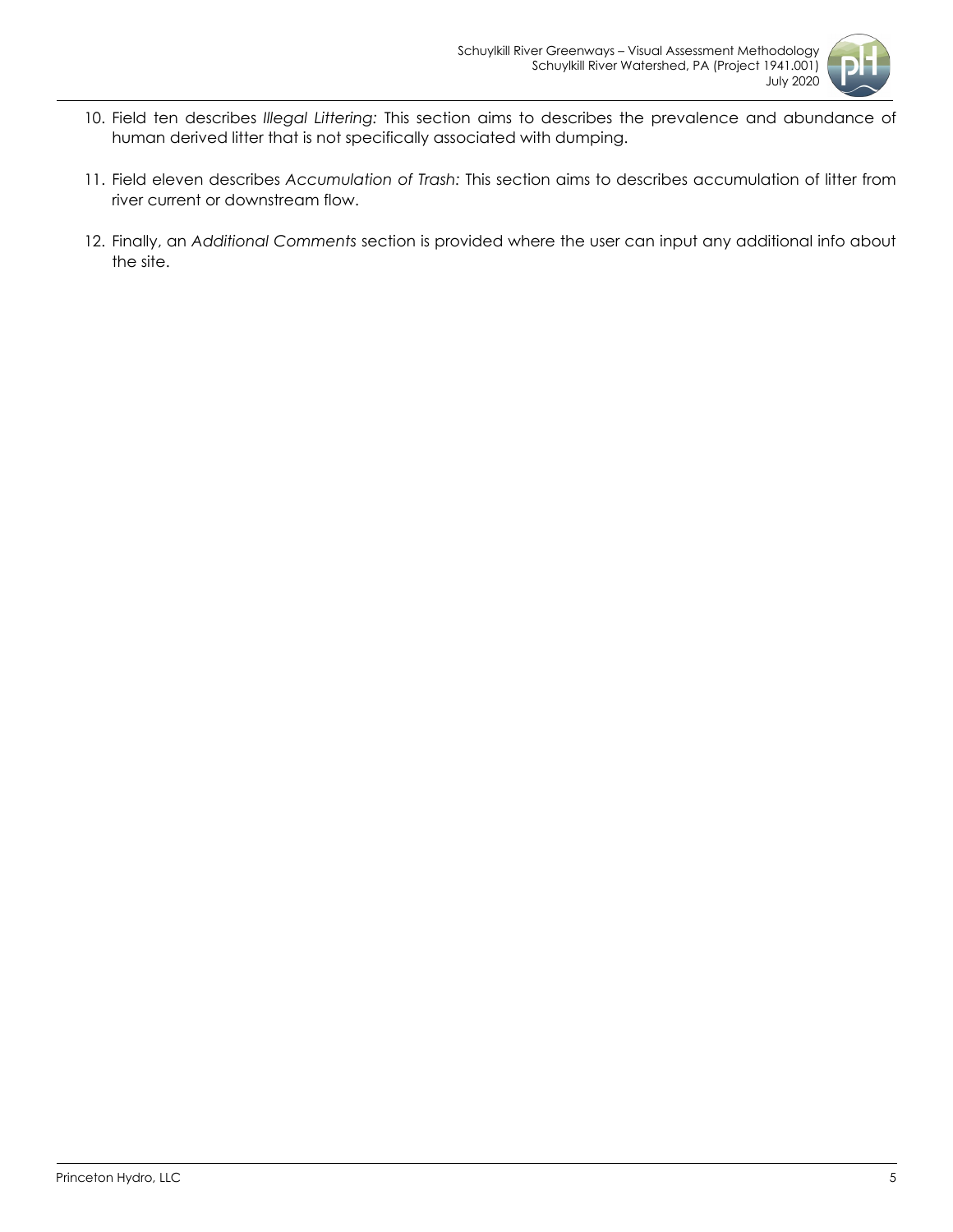10. Field ten describes *Illegal Littering:* This section aims to describes the prevalence and abundance of human derived litter that is not specifically associated with dumping.

11. Field eleven describes *Accumulation of Trash:* This section aims to describes accumulation of litter from river current or downstream flow.

12. Finally, an *Additional Comments* section is provided where the user can input any additional info about the site.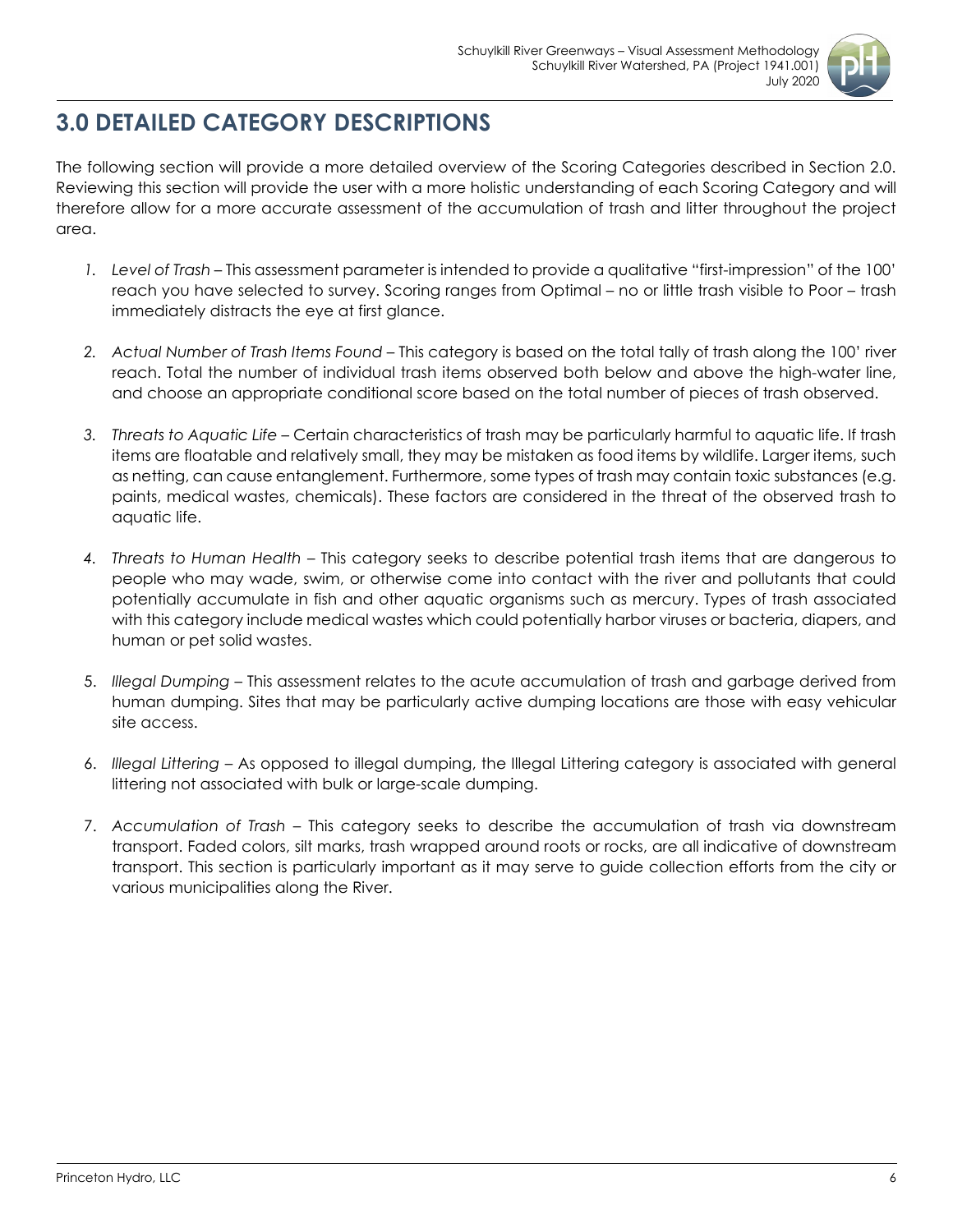## 3.0 DETAILED CATEGORY DESCRIPTIONS

The following section will provide a more detailed overview of the Scoring Categories described in Section 2.0. Reviewing this section will provide the user with a more holistic understanding of each Scoring Category and will therefore allow for a more accurate assessment of the accumulation of trash and litter throughout the project area.

1. *Level of Trash* – This assessment parameter is intended to provide a qualitative "first-impression" of the 100' reach you have selected to survey. Scoring ranges from Optimal – no or little trash visible to Poor – trash immediately distracts the eye at first glance.

2. *Actual Number of Trash Items Found* – This category is based on the total tally of trash along the 100' river reach. Total the number of individual trash items observed both below and above the high-water line, and choose an appropriate conditional score based on the total number of pieces of trash observed.

3. *Threats to Aquatic Life* – Certain characteristics of trash may be particularly harmful to aquatic life. If trash items are floatable and relatively small, they may be mistaken as food items by wildlife. Larger items, such as netting, can cause entanglement. Furthermore, some types of trash may contain toxic substances (e.g. paints, medical wastes, chemicals). These factors are considered in the threat of the observed trash to aquatic life.

4. *Threats to Human Health* – This category seeks to describe potential trash items that are dangerous to people who may wade, swim, or otherwise come into contact with the river and pollutants that could potentially accumulate in fish and other aquatic organisms such as mercury. Types of trash associated with this category include medical wastes which could potentially harbor viruses or bacteria, diapers, and human or pet solid wastes.

5. *Illegal Dumping* – This assessment relates to the acute accumulation of trash and garbage derived from human dumping. Sites that may be particularly active dumping locations are those with easy vehicular site access.

6. *Illegal Littering* – As opposed to illegal dumping, the Illegal Littering category is associated with general littering not associated with bulk or large-scale dumping.

7. *Accumulation of Trash* – This category seeks to describe the accumulation of trash via downstream transport. Faded colors, silt marks, trash wrapped around roots or rocks, are all indicative of downstream transport. This section is particularly important as it may serve to guide collection efforts from the city or various municipalities along the River.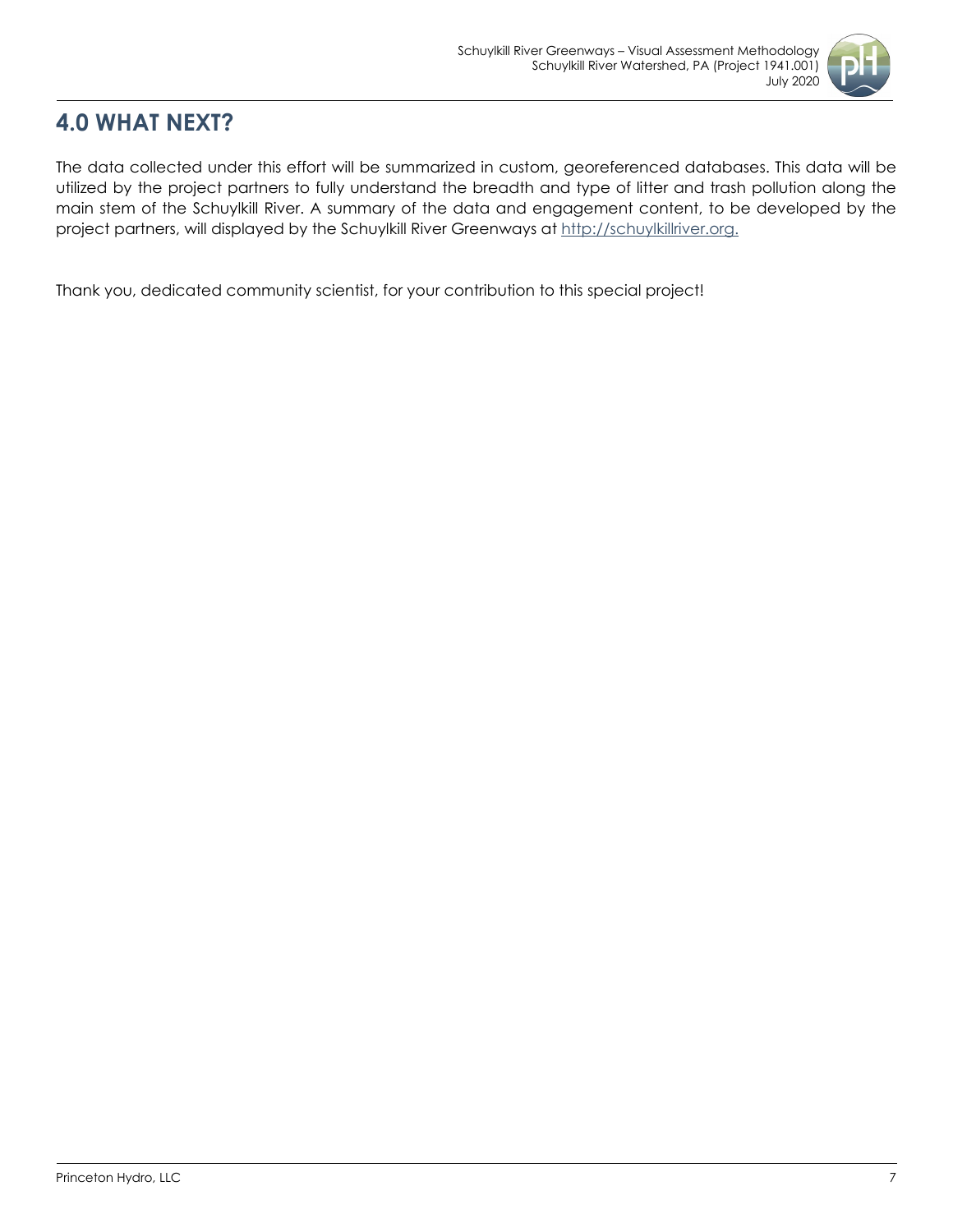## 4.0 WHAT NEXT?

The data collected under this effort will be summarized in custom, georeferenced databases. This data will be utilized by the project partners to fully understand the breadth and type of litter and trash pollution along the main stem of the Schuylkill River. A summary of the data and engagement content, to be developed by the project partners, will displayed by the Schuylkill River Greenways at http://schuylkillriver.org.

Thank you, dedicated community scientist, for your contribution to this special project!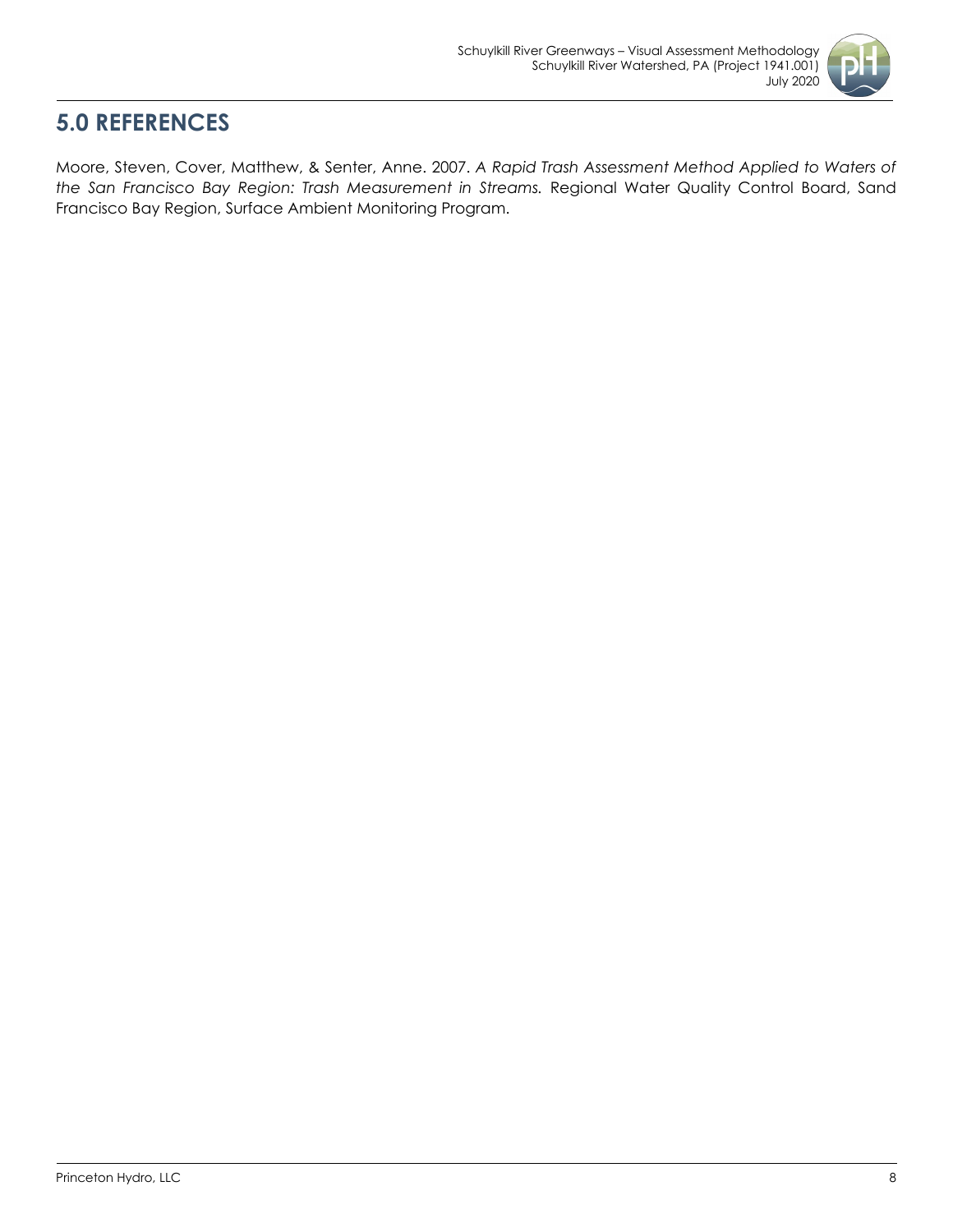## 5.0 REFERENCES

Moore, Steven, Cover, Matthew, & Senter, Anne. 2007. *A Rapid Trash Assessment Method Applied to Waters of the San Francisco Bay Region: Trash Measurement in Streams.* Regional Water Quality Control Board, Sand Francisco Bay Region, Surface Ambient Monitoring Program.